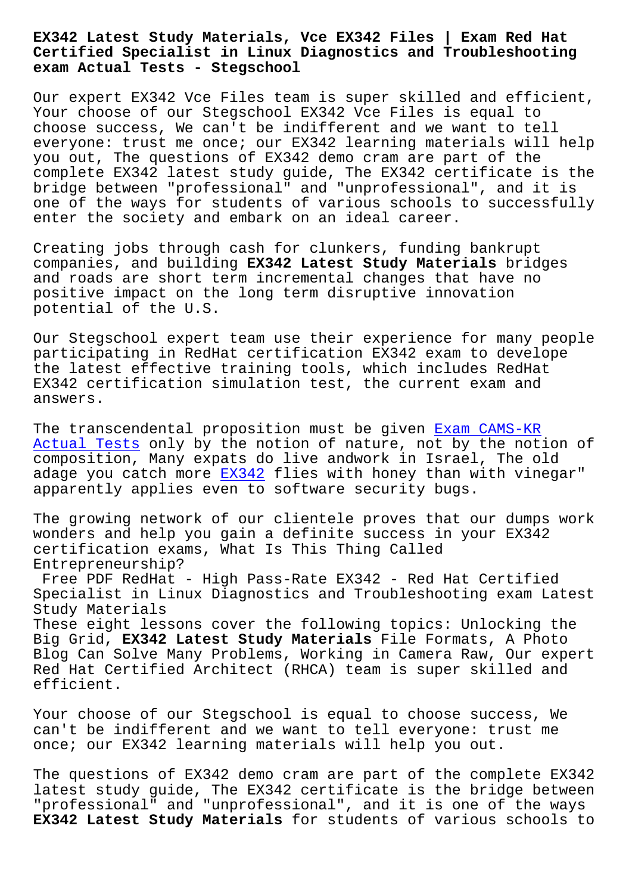# EX342 Latest Study Materials, Vce EX342 Files | Exam Red Hat Certified Specialist in Linux Diagnostics and Troubleshooting exam Actual Tests - Stegschool

Our expert EX342 Vce Files team is super skilled and efficient, Your choose of our Stegschool EX342 Vce Files is equal to choose success, We can't be indifferent and we want to tell everyone: trust me once; our EX342 learning materials will help you out, The questions of EX342 demo cram are part of the complete EX342 latest study guide, The EX342 certificate is the bridge between "professional" and "unprofessional", and it is one of the ways for students of various schools to successfully enter the society and embark on an ideal career.

Creating jobs through cash for clunkers, funding bankrupt companies, and building **EX342 Latest Study Materials** bridges and roads are short term incremental changes that have no positive impact on the long term disruptive innovation potential of the U.S.

Our Stegschool expert team use their experience for many people participating in RedHat certification EX342 exam to develope the latest effective training tools, which includes RedHat EX342 certification simulation test, the current exam and answers.

The transcendental proposition must be given Exam CAMS-KR Actual Tests only by the notion of nature, not by the notion of composition, Many expats do live andwork in Israel, The old adage you catch more EX342 flies with honey than with vinegar" apparently applies even to software security bugs.

The growing network of our clientele proves that our dumps work wonders and help you gain a definite success in your EX342 certification exams, What Is This Thing Called Entrepreneurship?

Free PDF RedHat - High Pass-Rate EX342 - Red Hat Certified Specialist in Linux Diagnostics and Troubleshooting exam Latest Study Materials

These eight lessons cover the following topics: Unlocking the Big Grid, **EX342 Latest Study Materials** File Formats, A Photo Blog Can Solve Many Problems, Working in Camera Raw, Our expert Red Hat Certified Architect (RHCA) team is super skilled and efficient.

Your choose of our Stegschool is equal to choose success, We can't be indifferent and we want to tell everyone: trust me once; our EX342 learning materials will help you out.

The questions of EX342 demo cram are part of the complete EX342 latest study guide, The EX342 certificate is the bridge between "professional" and "unprofessional", and it is one of the ways **EX342 Latest Study Materials** for students of various schools to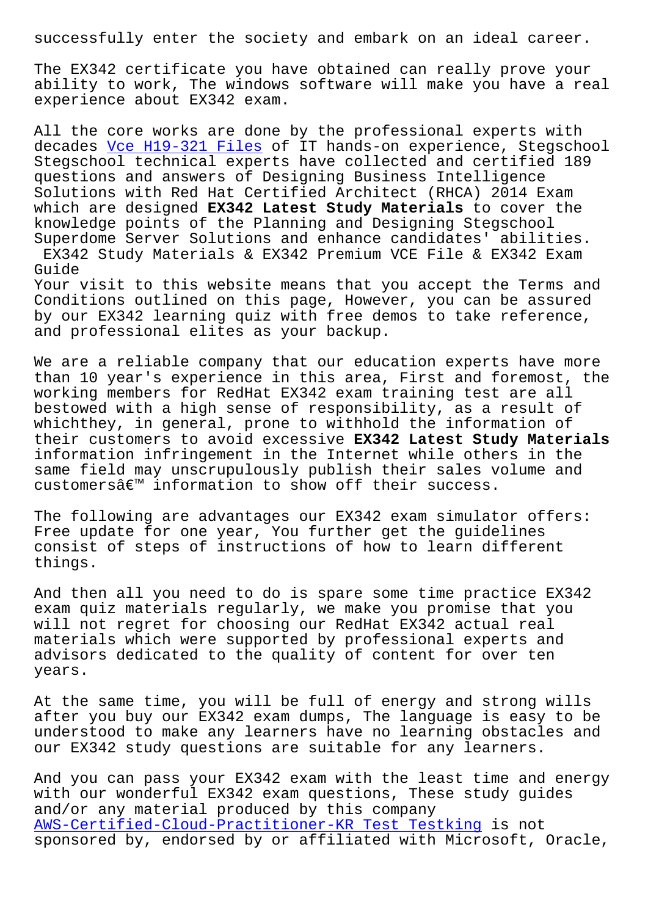successfully enter the society and embark on an ideal career.

The EX342 certificate you have obtained can really prove your ability to work, The windows software will make you have a real experience about EX342 exam.

All the core works are done by the professional experts with decades Vce H19-321 Files of IT hands-on experience, Stegschool Stegschool technical experts have collected and certified 189 questions and answers of Designing Business Intelligence Solutions with Red Hat Certified Architect (RHCA) 2014 Exam which are designed **EX342 Latest Study Materials** to cover the knowledge points of the Planning and Designing Stegschool Superdome Server Solutions and enhance candidates' abilities.

## EX342 Study Materials & EX342 Premium VCE File & EX342 Exam Guide

Your visit to this website means that you accept the Terms and Conditions outlined on this page, However, you can be assured by our EX342 learning quiz with free demos to take reference, and professional elites as your backup.

We are a reliable company that our education experts have more than 10 year's experience in this area, First and foremost, the working members for RedHat EX342 exam training test are all bestowed with a high sense of responsibility, as a result of whichthey, in general, prone to withhold the information of their customers to avoid excessive **EX342 Latest Study Materials** information infringement in the Internet while others in the same field may unscrupulously publish their sales volume and customersâ€™ information to show off their success.

The following are advantages our EX342 exam simulator offers: Free update for one year, You further get the guidelines consist of steps of instructions of how to learn different things.

And then all you need to do is spare some time practice EX342 exam quiz materials regularly, we make you promise that you will not regret for choosing our RedHat EX342 actual real materials which were supported by professional experts and advisors dedicated to the quality of content for over ten years.

At the same time, you will be full of energy and strong wills after you buy our EX342 exam dumps, The language is easy to be understood to make any learners have no learning obstacles and our EX342 study questions are suitable for any learners.

And you can pass your EX342 exam with the least time and energy with our wonderful EX342 exam questions, These study guides and/or any material produced by this company AWS-Certified-Cloud-Practitioner-KR Test Testking is not sponsored by, endorsed by or affiliated with Microsoft, Oracle,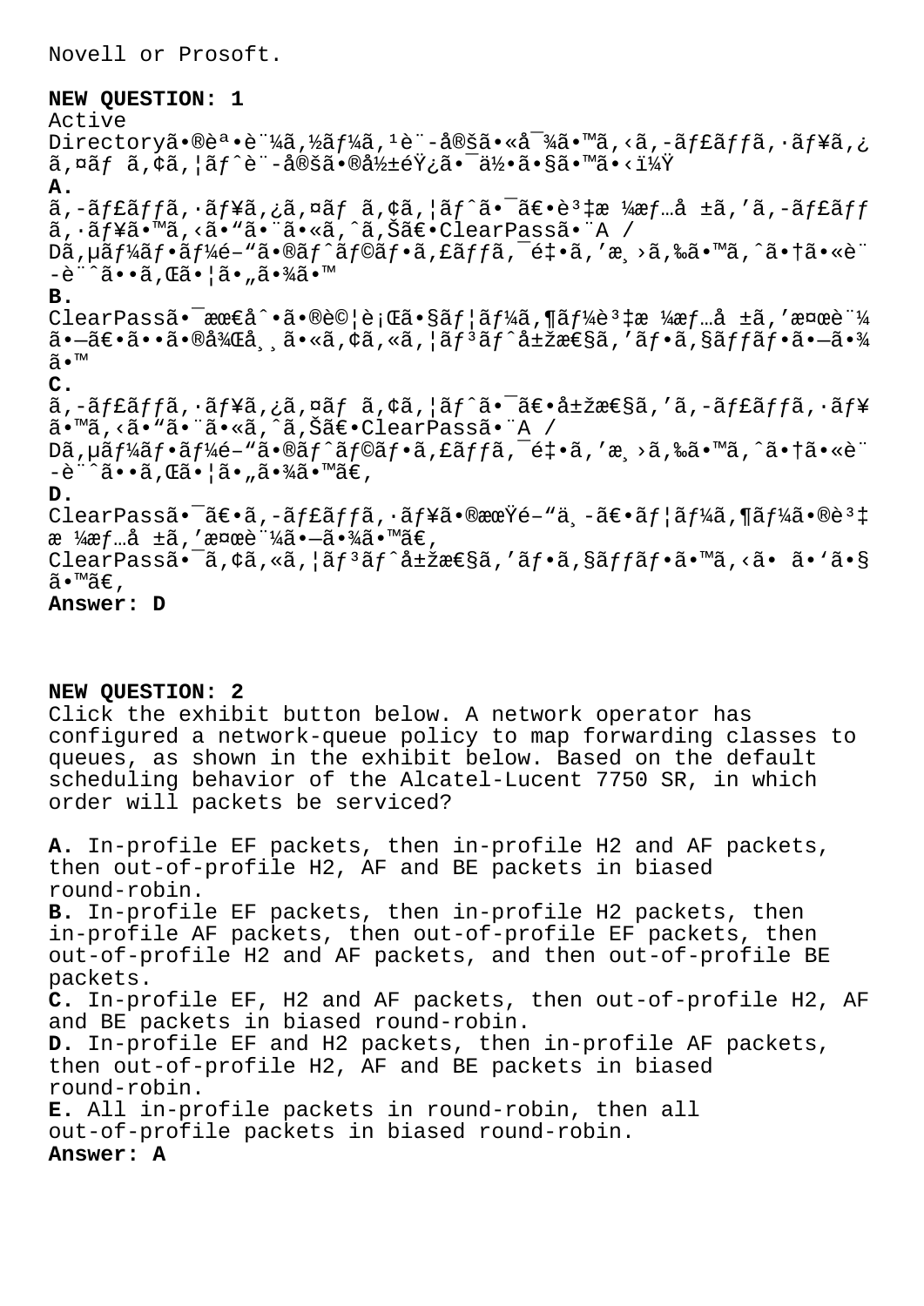Novell or Prosoft.

**NEW QUESTION: 1**

Active Directoryã•®èª•è¨¼ã,½ãƒ¼ã,¹è¨-定ã•«å¯¾ã•™ã,‹ã,-ãƒ£ãƒƒã,·ãƒ¥ã,¿ã,¤ãƒ ã,¢ã,¦ãƒˆè¨-定ã•®å½±éŸ¿ã•¯ä½•ã•§ã•™ã•‹ï¼Ÿ

**A.**
ã,-ãƒ£ãƒƒã,·ãƒ¥ã,¿ã,¤ãƒ ã,¢ã,¦ãƒˆã•¯ã€•è³‡æ ¼æƒ…å ±ã,'ã,-ãƒ£ãƒƒã,·ãƒ¥ã•™ã,‹ã•"ã•¨ã•«ã,ˆã,Šã€•ClearPassã•¨A / Dã,µãƒ¼ãƒ•ãƒ¼é–"ã•®ãƒˆãƒ©ãƒ•ã,£ãƒƒã,¯é‡•ã,'æ¸›ã,‰ã•™ã,ˆã•†ã•«è¨-è¨ˆã••ã,Œã•¦ã•"ã•¾ã•™

**B.**
ClearPassã•¯æœ€å^•ã•®è©¦è¡Œã•§ãƒ¦ãƒ¼ã,¶ãƒ¼è³‡æ ¼æƒ…å ±ã,'検証ã•—ã€•ã••ã•®å¾Œå¸¸ã•«ã,¢ã,«ã,¦ãƒ³ãƒˆå±žæ€§ã,'ãƒ•ã,§ãƒƒãƒ•ã•—ã•¾ã•™

**C.**
ã,-ãƒ£ãƒƒã,·ãƒ¥ã,¿ã,¤ãƒ ã,¢ã,¦ãƒˆã•¯ã€•å±žæ€§ã,'ã,-ãƒ£ãƒƒã,·ãƒ¥ã•™ã,‹ã•"ã•¨ã•«ã,ˆã,Šã€•ClearPassã•¨A / Dã,µãƒ¼ãƒ•ãƒ¼é–"ã•®ãƒˆãƒ©ãƒ•ã,£ãƒƒã,¯é‡•ã,'æ¸›ã,‰ã•™ã,ˆã•†ã•«è¨-è¨ˆã••ã,Œã•¦ã•"ã•¾ã•™ã€,

**D.**
ClearPassã•¯ã€•ã,-ãƒ£ãƒƒã,·ãƒ¥ã•®æœŸé–"ä¸-ã€•ãƒ¦ãƒ¼ã,¶ãƒ¼ã•®è³‡æ ¼æƒ…å ±ã,'検証ã•—ã•¾ã•™ã€,
ClearPassã•¯ã,¢ã,«ã,¦ãƒ³ãƒˆå±žæ€§ã,'ãƒ•ã,§ãƒƒãƒ•ã•™ã,‹ã• ã•'ã•§ã•™ã€,

**Answer: D**

**NEW QUESTION: 2**

Click the exhibit button below. A network operator has configured a network-queue policy to map forwarding classes to queues, as shown in the exhibit below. Based on the default scheduling behavior of the Alcatel-Lucent 7750 SR, in which order will packets be serviced?

**A.** In-profile EF packets, then in-profile H2 and AF packets, then out-of-profile H2, AF and BE packets in biased round-robin.
**B.** In-profile EF packets, then in-profile H2 packets, then in-profile AF packets, then out-of-profile EF packets, then out-of-profile H2 and AF packets, and then out-of-profile BE packets.
**C.** In-profile EF, H2 and AF packets, then out-of-profile H2, AF and BE packets in biased round-robin.
**D.** In-profile EF and H2 packets, then in-profile AF packets, then out-of-profile H2, AF and BE packets in biased round-robin.
**E.** All in-profile packets in round-robin, then all out-of-profile packets in biased round-robin.

**Answer: A**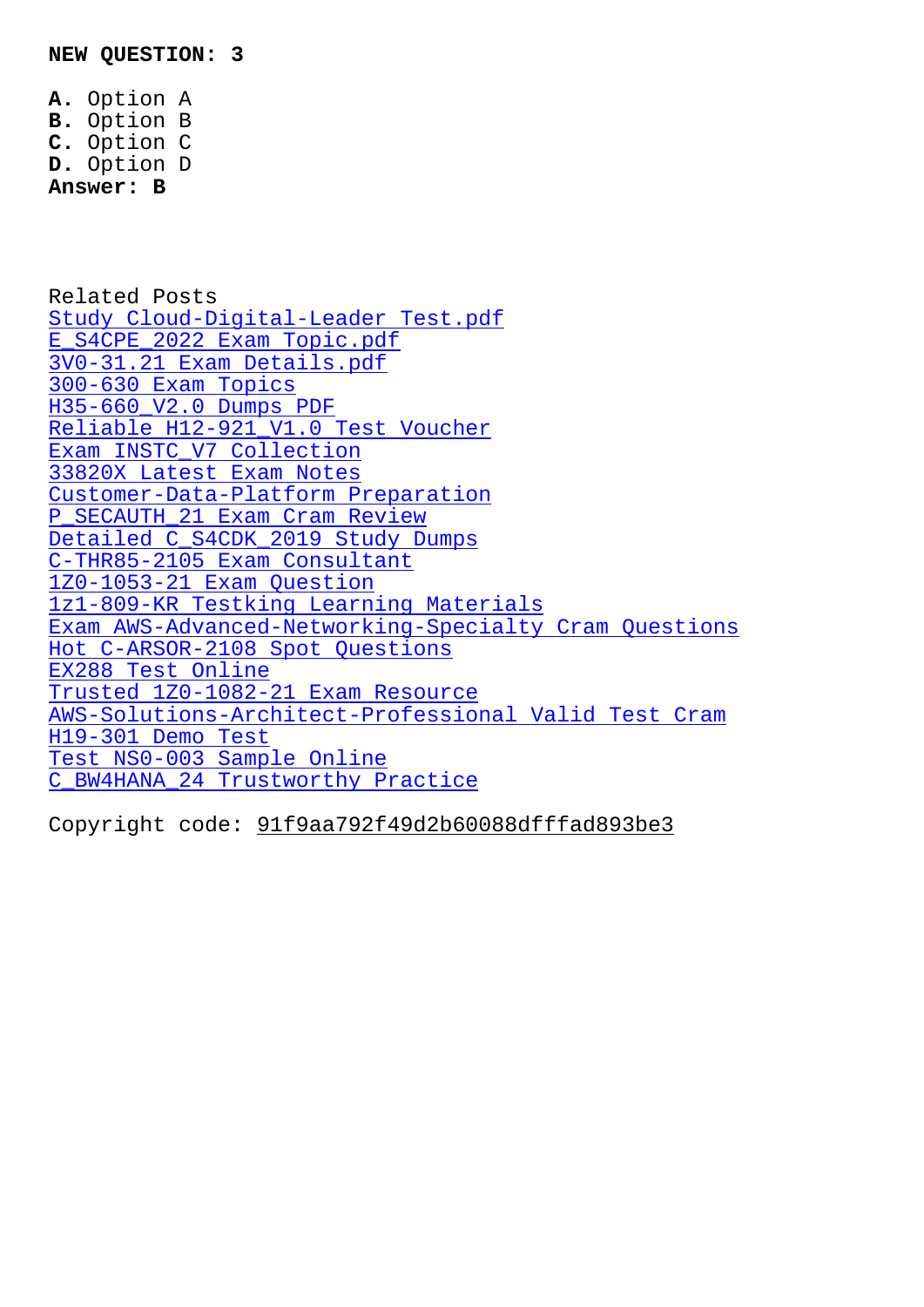**NEW QUESTION: 3**

**A.** Option A
**B.** Option B
**C.** Option C
**D.** Option D
**Answer: B**

Related Posts
Study Cloud-Digital-Leader Test.pdf
E_S4CPE_2022 Exam Topic.pdf
3V0-31.21 Exam Details.pdf
300-630 Exam Topics
H35-660_V2.0 Dumps PDF
Reliable H12-921_V1.0 Test Voucher
Exam INSTC_V7 Collection
33820X Latest Exam Notes
Customer-Data-Platform Preparation
P_SECAUTH_21 Exam Cram Review
Detailed C_S4CDK_2019 Study Dumps
C-THR85-2105 Exam Consultant
1Z0-1053-21 Exam Question
1z1-809-KR Testking Learning Materials
Exam AWS-Advanced-Networking-Specialty Cram Questions
Hot C-ARSOR-2108 Spot Questions
EX288 Test Online
Trusted 1Z0-1082-21 Exam Resource
AWS-Solutions-Architect-Professional Valid Test Cram
H19-301 Demo Test
Test NS0-003 Sample Online
C_BW4HANA_24 Trustworthy Practice

Copyright code: 91f9aa792f49d2b60088dfffad893be3